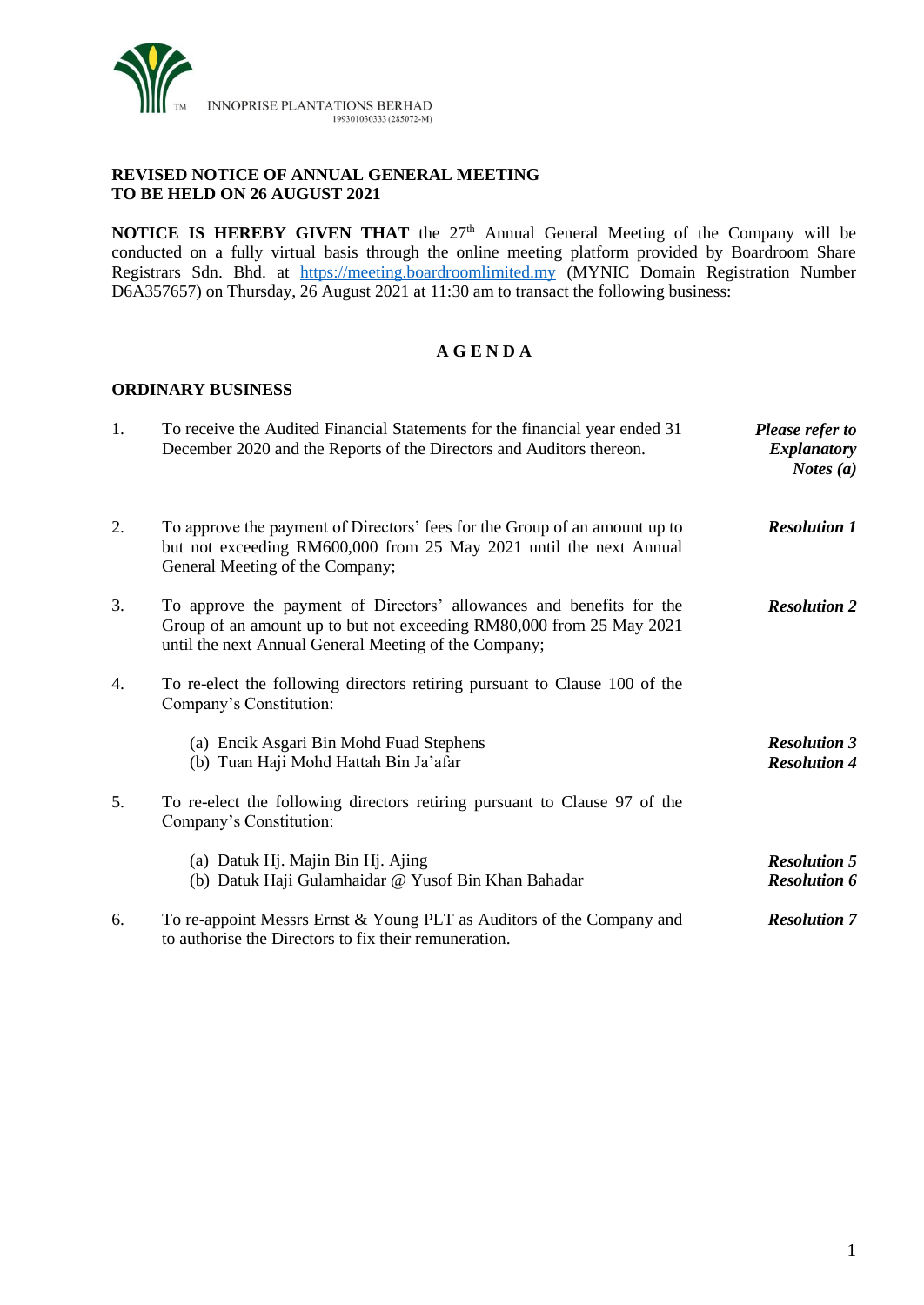INNOPRISE PLANTATIONS BERHAD
199301030333 (285072-M)

## REVISED NOTICE OF ANNUAL GENERAL MEETING TO BE HELD ON 26 AUGUST 2021

**NOTICE IS HEREBY GIVEN THAT** the 27th Annual General Meeting of the Company will be conducted on a fully virtual basis through the online meeting platform provided by Boardroom Share Registrars Sdn. Bhd. at https://meeting.boardroomlimited.my (MYNIC Domain Registration Number D6A357657) on Thursday, 26 August 2021 at 11:30 am to transact the following business:

## A G E N D A

### ORDINARY BUSINESS

| | | |
|---|---|---|
| 1. | To receive the Audited Financial Statements for the financial year ended 31 December 2020 and the Reports of the Directors and Auditors thereon. | ***Please refer to Explanatory Notes (a)*** |
| 2. | To approve the payment of Directors' fees for the Group of an amount up to but not exceeding RM600,000 from 25 May 2021 until the next Annual General Meeting of the Company; | ***Resolution 1*** |
| 3. | To approve the payment of Directors' allowances and benefits for the Group of an amount up to but not exceeding RM80,000 from 25 May 2021 until the next Annual General Meeting of the Company; | ***Resolution 2*** |
| 4. | To re-elect the following directors retiring pursuant to Clause 100 of the Company's Constitution: | |
| | (a) Encik Asgari Bin Mohd Fuad Stephens | ***Resolution 3*** |
| | (b) Tuan Haji Mohd Hattah Bin Ja'afar | ***Resolution 4*** |
| 5. | To re-elect the following directors retiring pursuant to Clause 97 of the Company's Constitution: | |
| | (a) Datuk Hj. Majin Bin Hj. Ajing | ***Resolution 5*** |
| | (b) Datuk Haji Gulamhaidar @ Yusof Bin Khan Bahadar | ***Resolution 6*** |
| 6. | To re-appoint Messrs Ernst & Young PLT as Auditors of the Company and to authorise the Directors to fix their remuneration. | ***Resolution 7*** |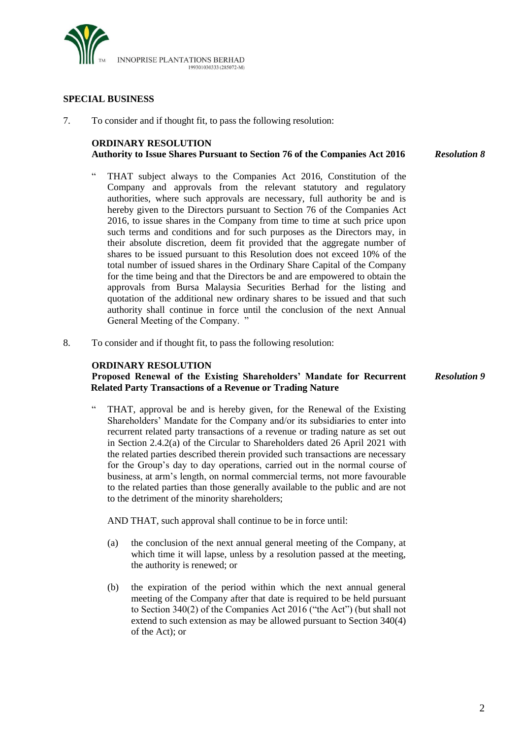## SPECIAL BUSINESS

7. To consider and if thought fit, to pass the following resolution:

**ORDINARY RESOLUTION**
**Authority to Issue Shares Pursuant to Section 76 of the Companies Act 2016** ***Resolution 8***

" THAT subject always to the Companies Act 2016, Constitution of the Company and approvals from the relevant statutory and regulatory authorities, where such approvals are necessary, full authority be and is hereby given to the Directors pursuant to Section 76 of the Companies Act 2016, to issue shares in the Company from time to time at such price upon such terms and conditions and for such purposes as the Directors may, in their absolute discretion, deem fit provided that the aggregate number of shares to be issued pursuant to this Resolution does not exceed 10% of the total number of issued shares in the Ordinary Share Capital of the Company for the time being and that the Directors be and are empowered to obtain the approvals from Bursa Malaysia Securities Berhad for the listing and quotation of the additional new ordinary shares to be issued and that such authority shall continue in force until the conclusion of the next Annual General Meeting of the Company. "

8. To consider and if thought fit, to pass the following resolution:

**ORDINARY RESOLUTION**
**Proposed Renewal of the Existing Shareholders' Mandate for Recurrent Related Party Transactions of a Revenue or Trading Nature** ***Resolution 9***

" THAT, approval be and is hereby given, for the Renewal of the Existing Shareholders' Mandate for the Company and/or its subsidiaries to enter into recurrent related party transactions of a revenue or trading nature as set out in Section 2.4.2(a) of the Circular to Shareholders dated 26 April 2021 with the related parties described therein provided such transactions are necessary for the Group's day to day operations, carried out in the normal course of business, at arm's length, on normal commercial terms, not more favourable to the related parties than those generally available to the public and are not to the detriment of the minority shareholders;

AND THAT, such approval shall continue to be in force until:

(a) the conclusion of the next annual general meeting of the Company, at which time it will lapse, unless by a resolution passed at the meeting, the authority is renewed; or

(b) the expiration of the period within which the next annual general meeting of the Company after that date is required to be held pursuant to Section 340(2) of the Companies Act 2016 ("the Act") (but shall not extend to such extension as may be allowed pursuant to Section 340(4) of the Act); or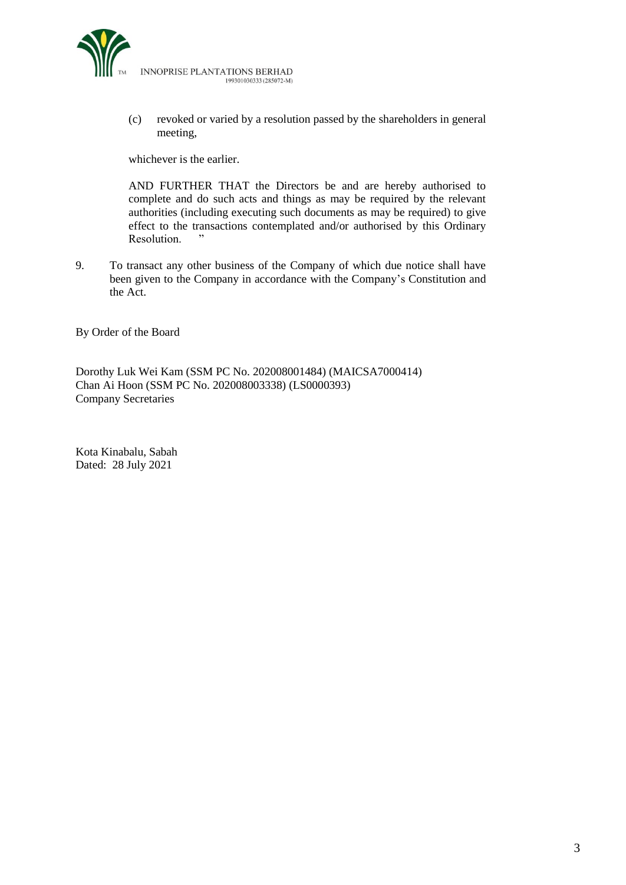(c) revoked or varied by a resolution passed by the shareholders in general meeting,

whichever is the earlier.

AND FURTHER THAT the Directors be and are hereby authorised to complete and do such acts and things as may be required by the relevant authorities (including executing such documents as may be required) to give effect to the transactions contemplated and/or authorised by this Ordinary Resolution. "

9. To transact any other business of the Company of which due notice shall have been given to the Company in accordance with the Company's Constitution and the Act.

By Order of the Board

Dorothy Luk Wei Kam (SSM PC No. 202008001484) (MAICSA7000414)
Chan Ai Hoon (SSM PC No. 202008003338) (LS0000393)
Company Secretaries

Kota Kinabalu, Sabah
Dated: 28 July 2021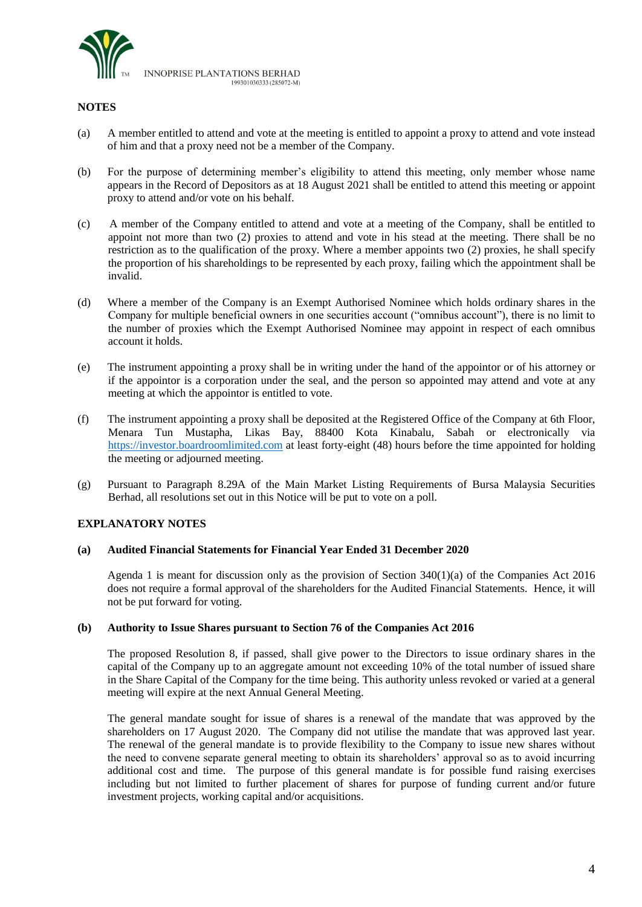## NOTES

(a) A member entitled to attend and vote at the meeting is entitled to appoint a proxy to attend and vote instead of him and that a proxy need not be a member of the Company.

(b) For the purpose of determining member's eligibility to attend this meeting, only member whose name appears in the Record of Depositors as at 18 August 2021 shall be entitled to attend this meeting or appoint proxy to attend and/or vote on his behalf.

(c) A member of the Company entitled to attend and vote at a meeting of the Company, shall be entitled to appoint not more than two (2) proxies to attend and vote in his stead at the meeting. There shall be no restriction as to the qualification of the proxy. Where a member appoints two (2) proxies, he shall specify the proportion of his shareholdings to be represented by each proxy, failing which the appointment shall be invalid.

(d) Where a member of the Company is an Exempt Authorised Nominee which holds ordinary shares in the Company for multiple beneficial owners in one securities account ("omnibus account"), there is no limit to the number of proxies which the Exempt Authorised Nominee may appoint in respect of each omnibus account it holds.

(e) The instrument appointing a proxy shall be in writing under the hand of the appointor or of his attorney or if the appointor is a corporation under the seal, and the person so appointed may attend and vote at any meeting at which the appointor is entitled to vote.

(f) The instrument appointing a proxy shall be deposited at the Registered Office of the Company at 6th Floor, Menara Tun Mustapha, Likas Bay, 88400 Kota Kinabalu, Sabah or electronically via https://investor.boardroomlimited.com at least forty-eight (48) hours before the time appointed for holding the meeting or adjourned meeting.

(g) Pursuant to Paragraph 8.29A of the Main Market Listing Requirements of Bursa Malaysia Securities Berhad, all resolutions set out in this Notice will be put to vote on a poll.

## EXPLANATORY NOTES

**(a) Audited Financial Statements for Financial Year Ended 31 December 2020**

Agenda 1 is meant for discussion only as the provision of Section 340(1)(a) of the Companies Act 2016 does not require a formal approval of the shareholders for the Audited Financial Statements. Hence, it will not be put forward for voting.

**(b) Authority to Issue Shares pursuant to Section 76 of the Companies Act 2016**

The proposed Resolution 8, if passed, shall give power to the Directors to issue ordinary shares in the capital of the Company up to an aggregate amount not exceeding 10% of the total number of issued share in the Share Capital of the Company for the time being. This authority unless revoked or varied at a general meeting will expire at the next Annual General Meeting.

The general mandate sought for issue of shares is a renewal of the mandate that was approved by the shareholders on 17 August 2020. The Company did not utilise the mandate that was approved last year. The renewal of the general mandate is to provide flexibility to the Company to issue new shares without the need to convene separate general meeting to obtain its shareholders' approval so as to avoid incurring additional cost and time. The purpose of this general mandate is for possible fund raising exercises including but not limited to further placement of shares for purpose of funding current and/or future investment projects, working capital and/or acquisitions.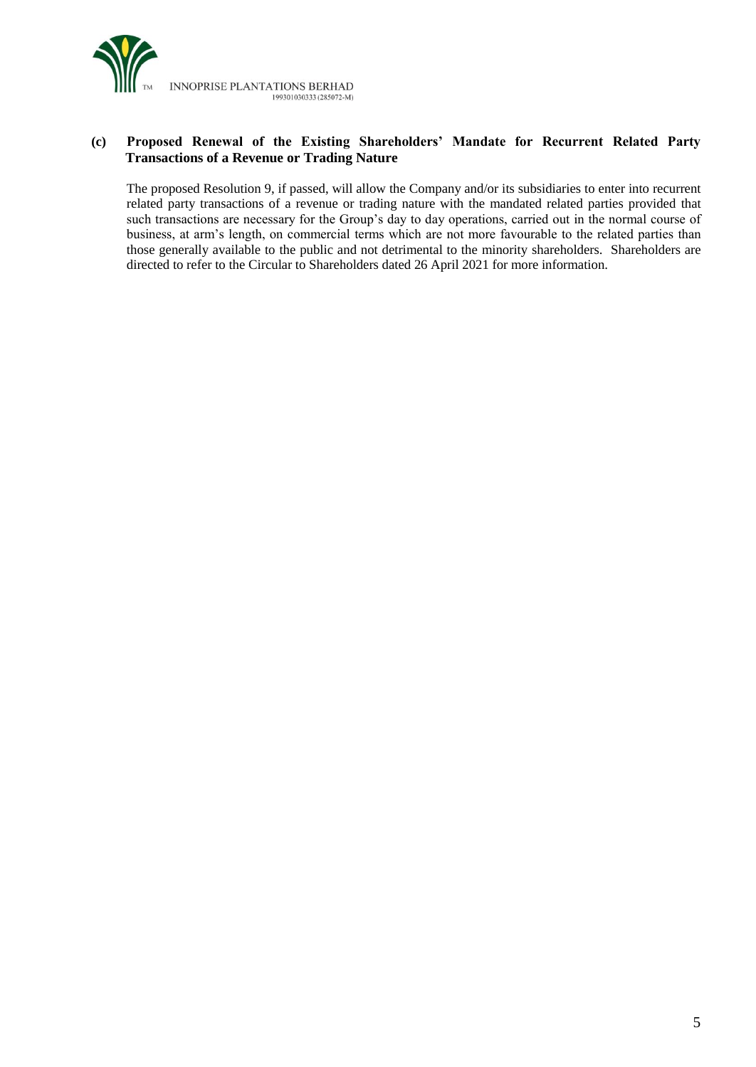**(c) Proposed Renewal of the Existing Shareholders' Mandate for Recurrent Related Party Transactions of a Revenue or Trading Nature**

The proposed Resolution 9, if passed, will allow the Company and/or its subsidiaries to enter into recurrent related party transactions of a revenue or trading nature with the mandated related parties provided that such transactions are necessary for the Group's day to day operations, carried out in the normal course of business, at arm's length, on commercial terms which are not more favourable to the related parties than those generally available to the public and not detrimental to the minority shareholders. Shareholders are directed to refer to the Circular to Shareholders dated 26 April 2021 for more information.